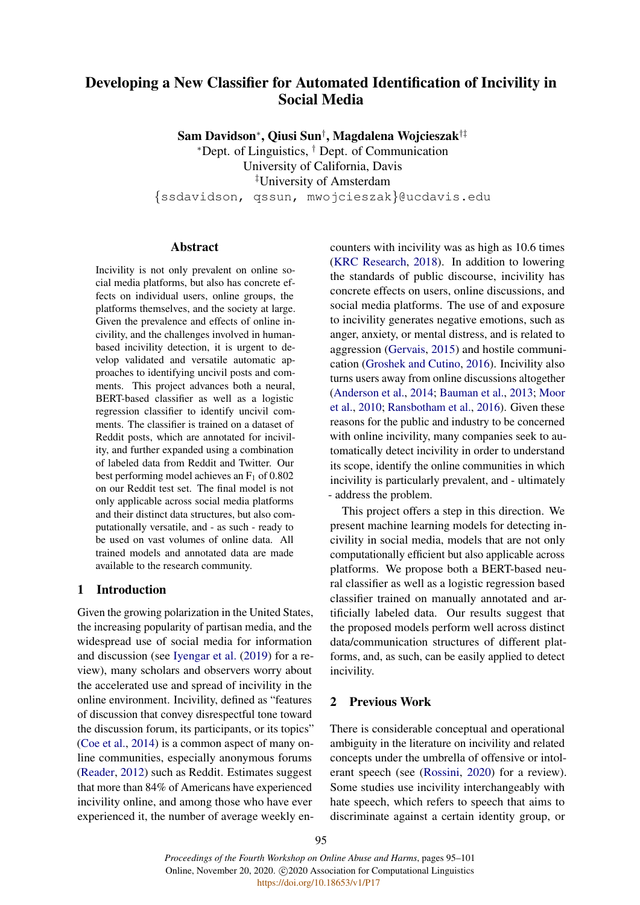# Developing a New Classifier for Automated Identification of Incivility in Social Media

**Sam Davidson**[*], **Qiusi Sun**[†], **Magdalena Wojcieszak**[†‡]

[*]Dept. of Linguistics, [†] Dept. of Communication
University of California, Davis
[‡]University of Amsterdam
{ssdavidson, qssun, mwojcieszak}@ucdavis.edu

## Abstract

Incivility is not only prevalent on online social media platforms, but also has concrete effects on individual users, online groups, the platforms themselves, and the society at large. Given the prevalence and effects of online incivility, and the challenges involved in human-based incivility detection, it is urgent to develop validated and versatile automatic approaches to identifying uncivil posts and comments. This project advances both a neural, BERT-based classifier as well as a logistic regression classifier to identify uncivil comments. The classifier is trained on a dataset of Reddit posts, which are annotated for incivility, and further expanded using a combination of labeled data from Reddit and Twitter. Our best performing model achieves an $F_1$ of 0.802 on our Reddit test set. The final model is not only applicable across social media platforms and their distinct data structures, but also computationally versatile, and - as such - ready to be used on vast volumes of online data. All trained models and annotated data are made available to the research community.

## 1 Introduction

Given the growing polarization in the United States, the increasing popularity of partisan media, and the widespread use of social media for information and discussion (see Iyengar et al. (2019) for a review), many scholars and observers worry about the accelerated use and spread of incivility in the online environment. Incivility, defined as "features of discussion that convey disrespectful tone toward the discussion forum, its participants, or its topics" (Coe et al., 2014) is a common aspect of many online communities, especially anonymous forums (Reader, 2012) such as Reddit. Estimates suggest that more than 84% of Americans have experienced incivility online, and among those who have ever experienced it, the number of average weekly encounters with incivility was as high as 10.6 times (KRC Research, 2018). In addition to lowering the standards of public discourse, incivility has concrete effects on users, online discussions, and social media platforms. The use of and exposure to incivility generates negative emotions, such as anger, anxiety, or mental distress, and is related to aggression (Gervais, 2015) and hostile communication (Groshek and Cutino, 2016). Incivility also turns users away from online discussions altogether (Anderson et al., 2014; Bauman et al., 2013; Moor et al., 2010; Ransbotham et al., 2016). Given these reasons for the public and industry to be concerned with online incivility, many companies seek to automatically detect incivility in order to understand its scope, identify the online communities in which incivility is particularly prevalent, and - ultimately - address the problem.

This project offers a step in this direction. We present machine learning models for detecting incivility in social media, models that are not only computationally efficient but also applicable across platforms. We propose both a BERT-based neural classifier as well as a logistic regression based classifier trained on manually annotated and artificially labeled data. Our results suggest that the proposed models perform well across distinct data/communication structures of different platforms, and, as such, can be easily applied to detect incivility.

## 2 Previous Work

There is considerable conceptual and operational ambiguity in the literature on incivility and related concepts under the umbrella of offensive or intolerant speech (see (Rossini, 2020) for a review). Some studies use incivility interchangeably with hate speech, which refers to speech that aims to discriminate against a certain identity group, or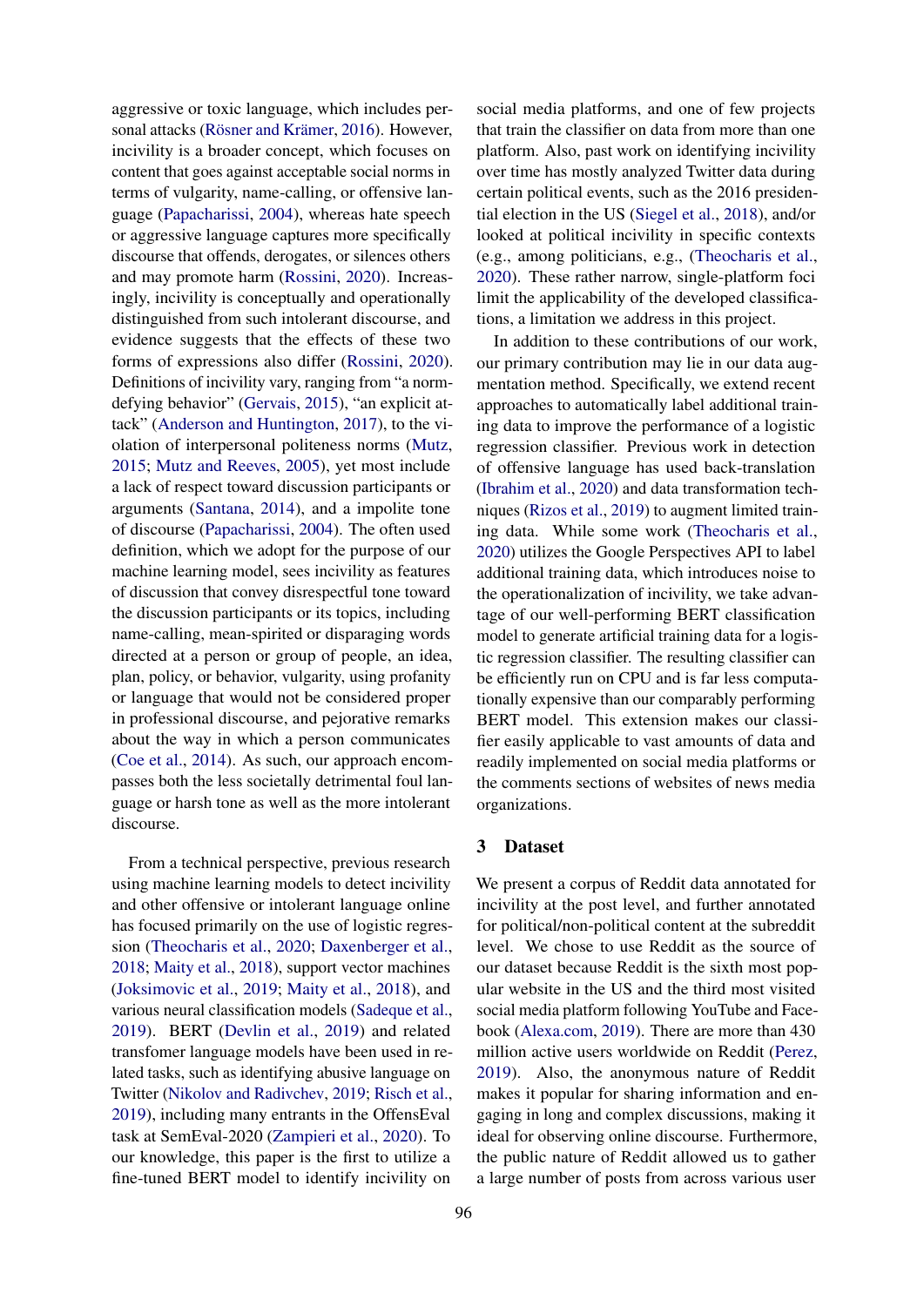aggressive or toxic language, which includes personal attacks (Rösner and Krämer, 2016). However, incivility is a broader concept, which focuses on content that goes against acceptable social norms in terms of vulgarity, name-calling, or offensive language (Papacharissi, 2004), whereas hate speech or aggressive language captures more specifically discourse that offends, derogates, or silences others and may promote harm (Rossini, 2020). Increasingly, incivility is conceptually and operationally distinguished from such intolerant discourse, and evidence suggests that the effects of these two forms of expressions also differ (Rossini, 2020). Definitions of incivility vary, ranging from "a norm-defying behavior" (Gervais, 2015), "an explicit attack" (Anderson and Huntington, 2017), to the violation of interpersonal politeness norms (Mutz, 2015; Mutz and Reeves, 2005), yet most include a lack of respect toward discussion participants or arguments (Santana, 2014), and a impolite tone of discourse (Papacharissi, 2004). The often used definition, which we adopt for the purpose of our machine learning model, sees incivility as features of discussion that convey disrespectful tone toward the discussion participants or its topics, including name-calling, mean-spirited or disparaging words directed at a person or group of people, an idea, plan, policy, or behavior, vulgarity, using profanity or language that would not be considered proper in professional discourse, and pejorative remarks about the way in which a person communicates (Coe et al., 2014). As such, our approach encompasses both the less societally detrimental foul language or harsh tone as well as the more intolerant discourse.

From a technical perspective, previous research using machine learning models to detect incivility and other offensive or intolerant language online has focused primarily on the use of logistic regression (Theocharis et al., 2020; Daxenberger et al., 2018; Maity et al., 2018), support vector machines (Joksimovic et al., 2019; Maity et al., 2018), and various neural classification models (Sadeque et al., 2019). BERT (Devlin et al., 2019) and related transfomer language models have been used in related tasks, such as identifying abusive language on Twitter (Nikolov and Radivchev, 2019; Risch et al., 2019), including many entrants in the OffensEval task at SemEval-2020 (Zampieri et al., 2020). To our knowledge, this paper is the first to utilize a fine-tuned BERT model to identify incivility on social media platforms, and one of few projects that train the classifier on data from more than one platform. Also, past work on identifying incivility over time has mostly analyzed Twitter data during certain political events, such as the 2016 presidential election in the US (Siegel et al., 2018), and/or looked at political incivility in specific contexts (e.g., among politicians, e.g., (Theocharis et al., 2020). These rather narrow, single-platform foci limit the applicability of the developed classifications, a limitation we address in this project.

In addition to these contributions of our work, our primary contribution may lie in our data augmentation method. Specifically, we extend recent approaches to automatically label additional training data to improve the performance of a logistic regression classifier. Previous work in detection of offensive language has used back-translation (Ibrahim et al., 2020) and data transformation techniques (Rizos et al., 2019) to augment limited training data. While some work (Theocharis et al., 2020) utilizes the Google Perspectives API to label additional training data, which introduces noise to the operationalization of incivility, we take advantage of our well-performing BERT classification model to generate artificial training data for a logistic regression classifier. The resulting classifier can be efficiently run on CPU and is far less computationally expensive than our comparably performing BERT model. This extension makes our classifier easily applicable to vast amounts of data and readily implemented on social media platforms or the comments sections of websites of news media organizations.

## 3 Dataset

We present a corpus of Reddit data annotated for incivility at the post level, and further annotated for political/non-political content at the subreddit level. We chose to use Reddit as the source of our dataset because Reddit is the sixth most popular website in the US and the third most visited social media platform following YouTube and Facebook (Alexa.com, 2019). There are more than 430 million active users worldwide on Reddit (Perez, 2019). Also, the anonymous nature of Reddit makes it popular for sharing information and engaging in long and complex discussions, making it ideal for observing online discourse. Furthermore, the public nature of Reddit allowed us to gather a large number of posts from across various user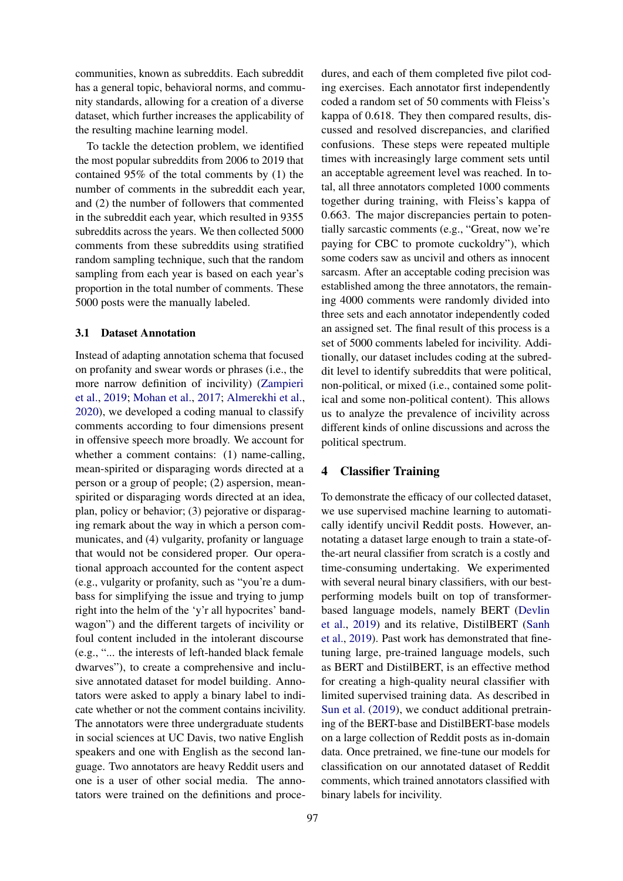communities, known as subreddits. Each subreddit has a general topic, behavioral norms, and community standards, allowing for a creation of a diverse dataset, which further increases the applicability of the resulting machine learning model.

To tackle the detection problem, we identified the most popular subreddits from 2006 to 2019 that contained 95% of the total comments by (1) the number of comments in the subreddit each year, and (2) the number of followers that commented in the subreddit each year, which resulted in 9355 subreddits across the years. We then collected 5000 comments from these subreddits using stratified random sampling technique, such that the random sampling from each year is based on each year's proportion in the total number of comments. These 5000 posts were the manually labeled.

### 3.1 Dataset Annotation

Instead of adapting annotation schema that focused on profanity and swear words or phrases (i.e., the more narrow definition of incivility) (Zampieri et al., 2019; Mohan et al., 2017; Almerekhi et al., 2020), we developed a coding manual to classify comments according to four dimensions present in offensive speech more broadly. We account for whether a comment contains: (1) name-calling, mean-spirited or disparaging words directed at a person or a group of people; (2) aspersion, mean-spirited or disparaging words directed at an idea, plan, policy or behavior; (3) pejorative or disparaging remark about the way in which a person communicates, and (4) vulgarity, profanity or language that would not be considered proper. Our operational approach accounted for the content aspect (e.g., vulgarity or profanity, such as "you're a dumbass for simplifying the issue and trying to jump right into the helm of the 'y'r all hypocrites' bandwagon") and the different targets of incivility or foul content included in the intolerant discourse (e.g., "... the interests of left-handed black female dwarves"), to create a comprehensive and inclusive annotated dataset for model building. Annotators were asked to apply a binary label to indicate whether or not the comment contains incivility. The annotators were three undergraduate students in social sciences at UC Davis, two native English speakers and one with English as the second language. Two annotators are heavy Reddit users and one is a user of other social media. The annotators were trained on the definitions and procedures, and each of them completed five pilot coding exercises. Each annotator first independently coded a random set of 50 comments with Fleiss's kappa of 0.618. They then compared results, discussed and resolved discrepancies, and clarified confusions. These steps were repeated multiple times with increasingly large comment sets until an acceptable agreement level was reached. In total, all three annotators completed 1000 comments together during training, with Fleiss's kappa of 0.663. The major discrepancies pertain to potentially sarcastic comments (e.g., "Great, now we're paying for CBC to promote cuckoldry"), which some coders saw as uncivil and others as innocent sarcasm. After an acceptable coding precision was established among the three annotators, the remaining 4000 comments were randomly divided into three sets and each annotator independently coded an assigned set. The final result of this process is a set of 5000 comments labeled for incivility. Additionally, our dataset includes coding at the subreddit level to identify subreddits that were political, non-political, or mixed (i.e., contained some political and some non-political content). This allows us to analyze the prevalence of incivility across different kinds of online discussions and across the political spectrum.

## 4 Classifier Training

To demonstrate the efficacy of our collected dataset, we use supervised machine learning to automatically identify uncivil Reddit posts. However, annotating a dataset large enough to train a state-of-the-art neural classifier from scratch is a costly and time-consuming undertaking. We experimented with several neural binary classifiers, with our best-performing models built on top of transformer-based language models, namely BERT (Devlin et al., 2019) and its relative, DistilBERT (Sanh et al., 2019). Past work has demonstrated that fine-tuning large, pre-trained language models, such as BERT and DistilBERT, is an effective method for creating a high-quality neural classifier with limited supervised training data. As described in Sun et al. (2019), we conduct additional pretraining of the BERT-base and DistilBERT-base models on a large collection of Reddit posts as in-domain data. Once pretrained, we fine-tune our models for classification on our annotated dataset of Reddit comments, which trained annotators classified with binary labels for incivility.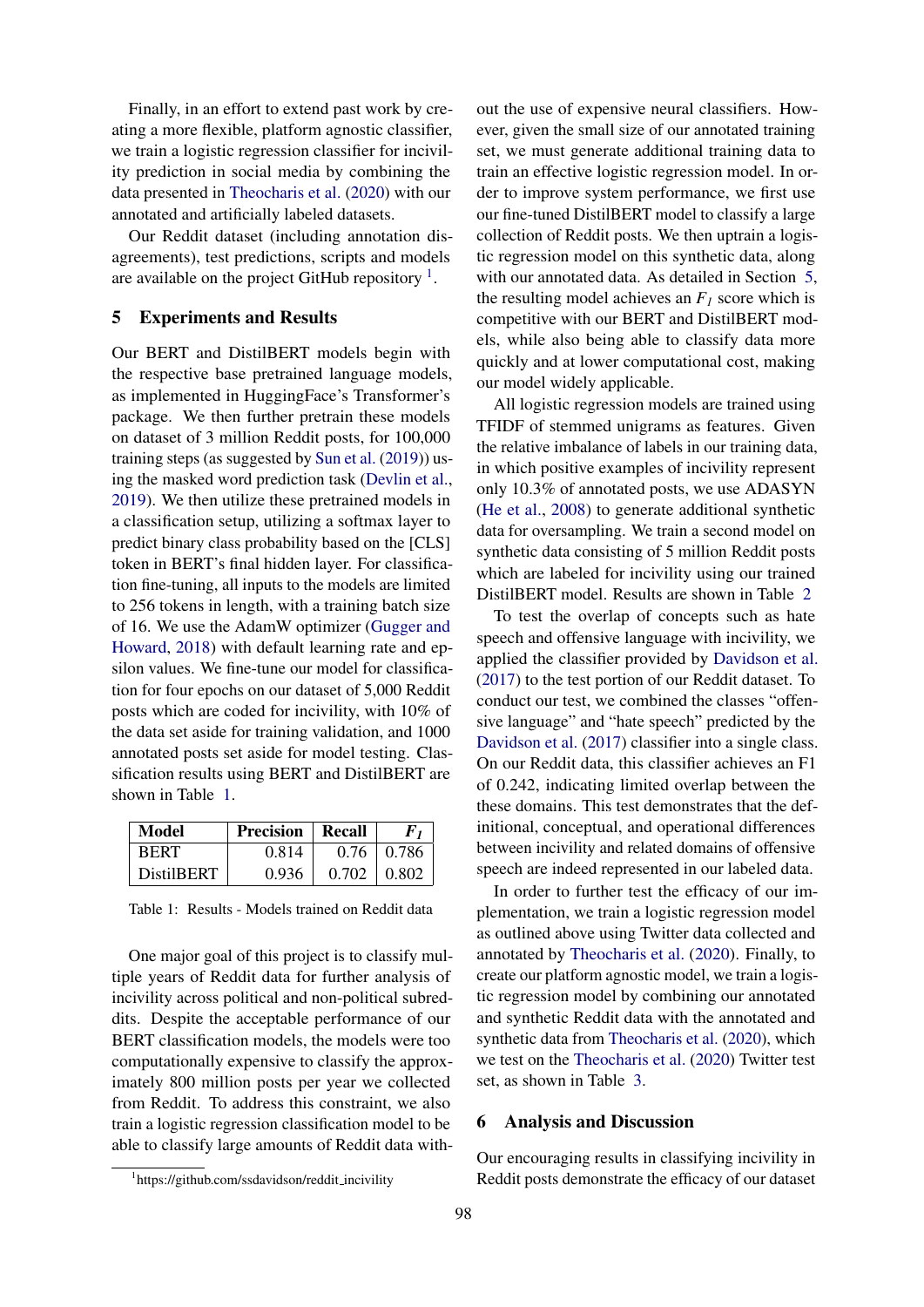Finally, in an effort to extend past work by creating a more flexible, platform agnostic classifier, we train a logistic regression classifier for incivility prediction in social media by combining the data presented in Theocharis et al. (2020) with our annotated and artificially labeled datasets.

Our Reddit dataset (including annotation disagreements), test predictions, scripts and models are available on the project GitHub repository [1].

## 5 Experiments and Results

Our BERT and DistilBERT models begin with the respective base pretrained language models, as implemented in HuggingFace's Transformer's package. We then further pretrain these models on dataset of 3 million Reddit posts, for 100,000 training steps (as suggested by Sun et al. (2019)) using the masked word prediction task (Devlin et al., 2019). We then utilize these pretrained models in a classification setup, utilizing a softmax layer to predict binary class probability based on the [CLS] token in BERT's final hidden layer. For classification fine-tuning, all inputs to the models are limited to 256 tokens in length, with a training batch size of 16. We use the AdamW optimizer (Gugger and Howard, 2018) with default learning rate and epsilon values. We fine-tune our model for classification for four epochs on our dataset of 5,000 Reddit posts which are coded for incivility, with 10% of the data set aside for training validation, and 1000 annotated posts set aside for model testing. Classification results using BERT and DistilBERT are shown in Table 1.

| Model | Precision | Recall | $F_1$ |
|---|---|---|---|
| BERT | 0.814 | 0.76 | 0.786 |
| DistilBERT | 0.936 | 0.702 | 0.802 |

Table 1: Results - Models trained on Reddit data

One major goal of this project is to classify multiple years of Reddit data for further analysis of incivility across political and non-political subreddits. Despite the acceptable performance of our BERT classification models, the models were too computationally expensive to classify the approximately 800 million posts per year we collected from Reddit. To address this constraint, we also train a logistic regression classification model to be able to classify large amounts of Reddit data without the use of expensive neural classifiers. However, given the small size of our annotated training set, we must generate additional training data to train an effective logistic regression model. In order to improve system performance, we first use our fine-tuned DistilBERT model to classify a large collection of Reddit posts. We then uptrain a logistic regression model on this synthetic data, along with our annotated data. As detailed in Section 5, the resulting model achieves an $F_1$ score which is competitive with our BERT and DistilBERT models, while also being able to classify data more quickly and at lower computational cost, making our model widely applicable.

All logistic regression models are trained using TFIDF of stemmed unigrams as features. Given the relative imbalance of labels in our training data, in which positive examples of incivility represent only 10.3% of annotated posts, we use ADASYN (He et al., 2008) to generate additional synthetic data for oversampling. We train a second model on synthetic data consisting of 5 million Reddit posts which are labeled for incivility using our trained DistilBERT model. Results are shown in Table 2

To test the overlap of concepts such as hate speech and offensive language with incivility, we applied the classifier provided by Davidson et al. (2017) to the test portion of our Reddit dataset. To conduct our test, we combined the classes "offensive language" and "hate speech" predicted by the Davidson et al. (2017) classifier into a single class. On our Reddit data, this classifier achieves an F1 of 0.242, indicating limited overlap between the these domains. This test demonstrates that the definitional, conceptual, and operational differences between incivility and related domains of offensive speech are indeed represented in our labeled data.

In order to further test the efficacy of our implementation, we train a logistic regression model as outlined above using Twitter data collected and annotated by Theocharis et al. (2020). Finally, to create our platform agnostic model, we train a logistic regression model by combining our annotated and synthetic Reddit data with the annotated and synthetic data from Theocharis et al. (2020), which we test on the Theocharis et al. (2020) Twitter test set, as shown in Table 3.

## 6 Analysis and Discussion

Our encouraging results in classifying incivility in Reddit posts demonstrate the efficacy of our dataset

[1] https://github.com/ssdavidson/reddit_incivility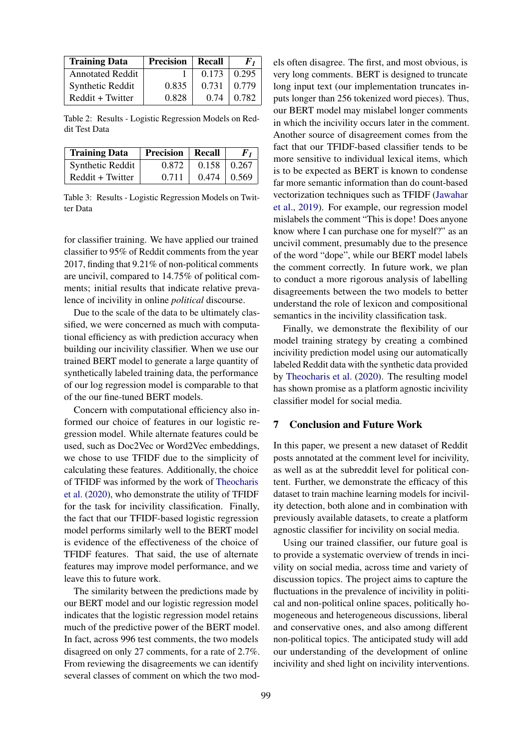| Training Data | Precision | Recall | $F_1$ |
|---|---|---|---|
| Annotated Reddit | 1 | 0.173 | 0.295 |
| Synthetic Reddit | 0.835 | 0.731 | 0.779 |
| Reddit + Twitter | 0.828 | 0.74 | 0.782 |

Table 2: Results - Logistic Regression Models on Reddit Test Data

| Training Data | Precision | Recall | $F_1$ |
|---|---|---|---|
| Synthetic Reddit | 0.872 | 0.158 | 0.267 |
| Reddit + Twitter | 0.711 | 0.474 | 0.569 |

Table 3: Results - Logistic Regression Models on Twitter Data

for classifier training. We have applied our trained classifier to 95% of Reddit comments from the year 2017, finding that 9.21% of non-political comments are uncivil, compared to 14.75% of political comments; initial results that indicate relative prevalence of incivility in online *political* discourse.

Due to the scale of the data to be ultimately classified, we were concerned as much with computational efficiency as with prediction accuracy when building our incivility classifier. When we use our trained BERT model to generate a large quantity of synthetically labeled training data, the performance of our log regression model is comparable to that of the our fine-tuned BERT models.

Concern with computational efficiency also informed our choice of features in our logistic regression model. While alternate features could be used, such as Doc2Vec or Word2Vec embeddings, we chose to use TFIDF due to the simplicity of calculating these features. Additionally, the choice of TFIDF was informed by the work of Theocharis et al. (2020), who demonstrate the utility of TFIDF for the task for incivility classification. Finally, the fact that our TFIDF-based logistic regression model performs similarly well to the BERT model is evidence of the effectiveness of the choice of TFIDF features. That said, the use of alternate features may improve model performance, and we leave this to future work.

The similarity between the predictions made by our BERT model and our logistic regression model indicates that the logistic regression model retains much of the predictive power of the BERT model. In fact, across 996 test comments, the two models disagreed on only 27 comments, for a rate of 2.7%. From reviewing the disagreements we can identify several classes of comment on which the two models often disagree. The first, and most obvious, is very long comments. BERT is designed to truncate long input text (our implementation truncates inputs longer than 256 tokenized word pieces). Thus, our BERT model may mislabel longer comments in which the incivility occurs later in the comment. Another source of disagreement comes from the fact that our TFIDF-based classifier tends to be more sensitive to individual lexical items, which is to be expected as BERT is known to condense far more semantic information than do count-based vectorization techniques such as TFIDF (Jawahar et al., 2019). For example, our regression model mislabels the comment "This is dope! Does anyone know where I can purchase one for myself?" as an uncivil comment, presumably due to the presence of the word "dope", while our BERT model labels the comment correctly. In future work, we plan to conduct a more rigorous analysis of labelling disagreements between the two models to better understand the role of lexicon and compositional semantics in the incivility classification task.

Finally, we demonstrate the flexibility of our model training strategy by creating a combined incivility prediction model using our automatically labeled Reddit data with the synthetic data provided by Theocharis et al. (2020). The resulting model has shown promise as a platform agnostic incivility classifier model for social media.

## 7 Conclusion and Future Work

In this paper, we present a new dataset of Reddit posts annotated at the comment level for incivility, as well as at the subreddit level for political content. Further, we demonstrate the efficacy of this dataset to train machine learning models for incivility detection, both alone and in combination with previously available datasets, to create a platform agnostic classifier for incivility on social media.

Using our trained classifier, our future goal is to provide a systematic overview of trends in incivility on social media, across time and variety of discussion topics. The project aims to capture the fluctuations in the prevalence of incivility in political and non-political online spaces, politically homogeneous and heterogeneous discussions, liberal and conservative ones, and also among different non-political topics. The anticipated study will add our understanding of the development of online incivility and shed light on incivility interventions.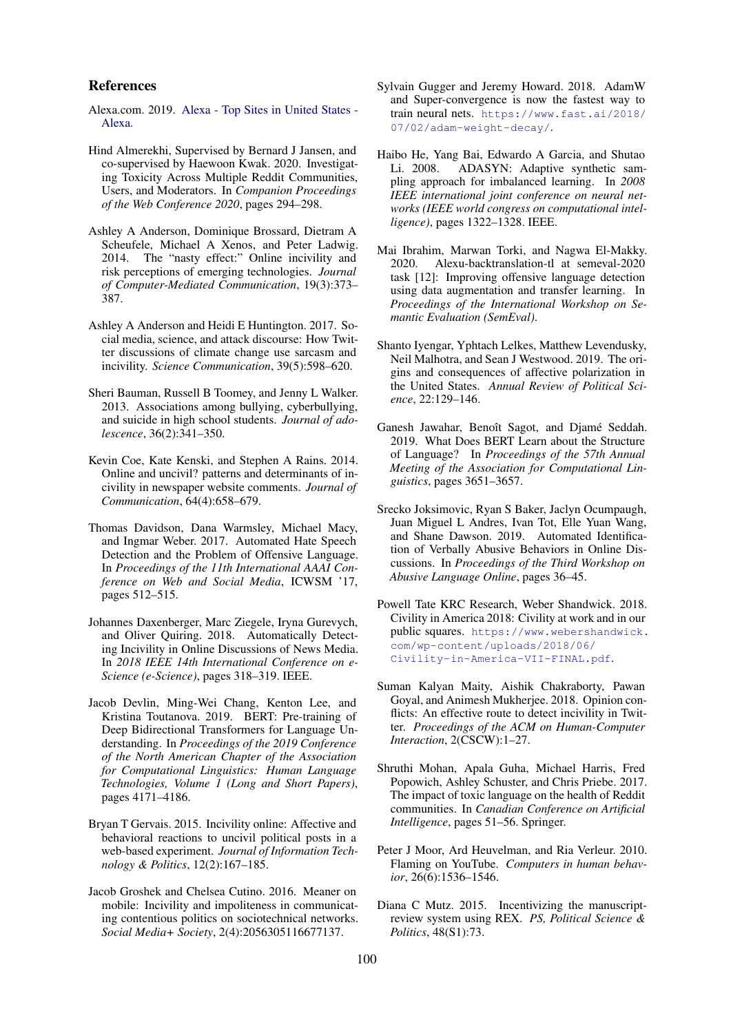## References

Alexa.com. 2019. Alexa - Top Sites in United States - Alexa.

Hind Almerekhi, Supervised by Bernard J Jansen, and co-supervised by Haewoon Kwak. 2020. Investigating Toxicity Across Multiple Reddit Communities, Users, and Moderators. In *Companion Proceedings of the Web Conference 2020*, pages 294–298.

Ashley A Anderson, Dominique Brossard, Dietram A Scheufele, Michael A Xenos, and Peter Ladwig. 2014. The "nasty effect:" Online incivility and risk perceptions of emerging technologies. *Journal of Computer-Mediated Communication*, 19(3):373–387.

Ashley A Anderson and Heidi E Huntington. 2017. Social media, science, and attack discourse: How Twitter discussions of climate change use sarcasm and incivility. *Science Communication*, 39(5):598–620.

Sheri Bauman, Russell B Toomey, and Jenny L Walker. 2013. Associations among bullying, cyberbullying, and suicide in high school students. *Journal of adolescence*, 36(2):341–350.

Kevin Coe, Kate Kenski, and Stephen A Rains. 2014. Online and uncivil? patterns and determinants of incivility in newspaper website comments. *Journal of Communication*, 64(4):658–679.

Thomas Davidson, Dana Warmsley, Michael Macy, and Ingmar Weber. 2017. Automated Hate Speech Detection and the Problem of Offensive Language. In *Proceedings of the 11th International AAAI Conference on Web and Social Media*, ICWSM '17, pages 512–515.

Johannes Daxenberger, Marc Ziegele, Iryna Gurevych, and Oliver Quiring. 2018. Automatically Detecting Incivility in Online Discussions of News Media. In *2018 IEEE 14th International Conference on e-Science (e-Science)*, pages 318–319. IEEE.

Jacob Devlin, Ming-Wei Chang, Kenton Lee, and Kristina Toutanova. 2019. BERT: Pre-training of Deep Bidirectional Transformers for Language Understanding. In *Proceedings of the 2019 Conference of the North American Chapter of the Association for Computational Linguistics: Human Language Technologies, Volume 1 (Long and Short Papers)*, pages 4171–4186.

Bryan T Gervais. 2015. Incivility online: Affective and behavioral reactions to uncivil political posts in a web-based experiment. *Journal of Information Technology & Politics*, 12(2):167–185.

Jacob Groshek and Chelsea Cutino. 2016. Meaner on mobile: Incivility and impoliteness in communicating contentious politics on sociotechnical networks. *Social Media+ Society*, 2(4):2056305116677137.

Sylvain Gugger and Jeremy Howard. 2018. AdamW and Super-convergence is now the fastest way to train neural nets. https://www.fast.ai/2018/07/02/adam-weight-decay/.

Haibo He, Yang Bai, Edwardo A Garcia, and Shutao Li. 2008. ADASYN: Adaptive synthetic sampling approach for imbalanced learning. In *2008 IEEE international joint conference on neural networks (IEEE world congress on computational intelligence)*, pages 1322–1328. IEEE.

Mai Ibrahim, Marwan Torki, and Nagwa El-Makky. 2020. Alexu-backtranslation-tl at semeval-2020 task [12]: Improving offensive language detection using data augmentation and transfer learning. In *Proceedings of the International Workshop on Semantic Evaluation (SemEval)*.

Shanto Iyengar, Yphtach Lelkes, Matthew Levendusky, Neil Malhotra, and Sean J Westwood. 2019. The origins and consequences of affective polarization in the United States. *Annual Review of Political Science*, 22:129–146.

Ganesh Jawahar, Benoît Sagot, and Djamé Seddah. 2019. What Does BERT Learn about the Structure of Language? In *Proceedings of the 57th Annual Meeting of the Association for Computational Linguistics*, pages 3651–3657.

Srecko Joksimovic, Ryan S Baker, Jaclyn Ocumpaugh, Juan Miguel L Andres, Ivan Tot, Elle Yuan Wang, and Shane Dawson. 2019. Automated Identification of Verbally Abusive Behaviors in Online Discussions. In *Proceedings of the Third Workshop on Abusive Language Online*, pages 36–45.

Powell Tate KRC Research, Weber Shandwick. 2018. Civility in America 2018: Civility at work and in our public squares. https://www.webershandwick.com/wp-content/uploads/2018/06/Civility-in-America-VII-FINAL.pdf.

Suman Kalyan Maity, Aishik Chakraborty, Pawan Goyal, and Animesh Mukherjee. 2018. Opinion conflicts: An effective route to detect incivility in Twitter. *Proceedings of the ACM on Human-Computer Interaction*, 2(CSCW):1–27.

Shruthi Mohan, Apala Guha, Michael Harris, Fred Popowich, Ashley Schuster, and Chris Priebe. 2017. The impact of toxic language on the health of Reddit communities. In *Canadian Conference on Artificial Intelligence*, pages 51–56. Springer.

Peter J Moor, Ard Heuvelman, and Ria Verleur. 2010. Flaming on YouTube. *Computers in human behavior*, 26(6):1536–1546.

Diana C Mutz. 2015. Incentivizing the manuscript-review system using REX. *PS, Political Science & Politics*, 48(S1):73.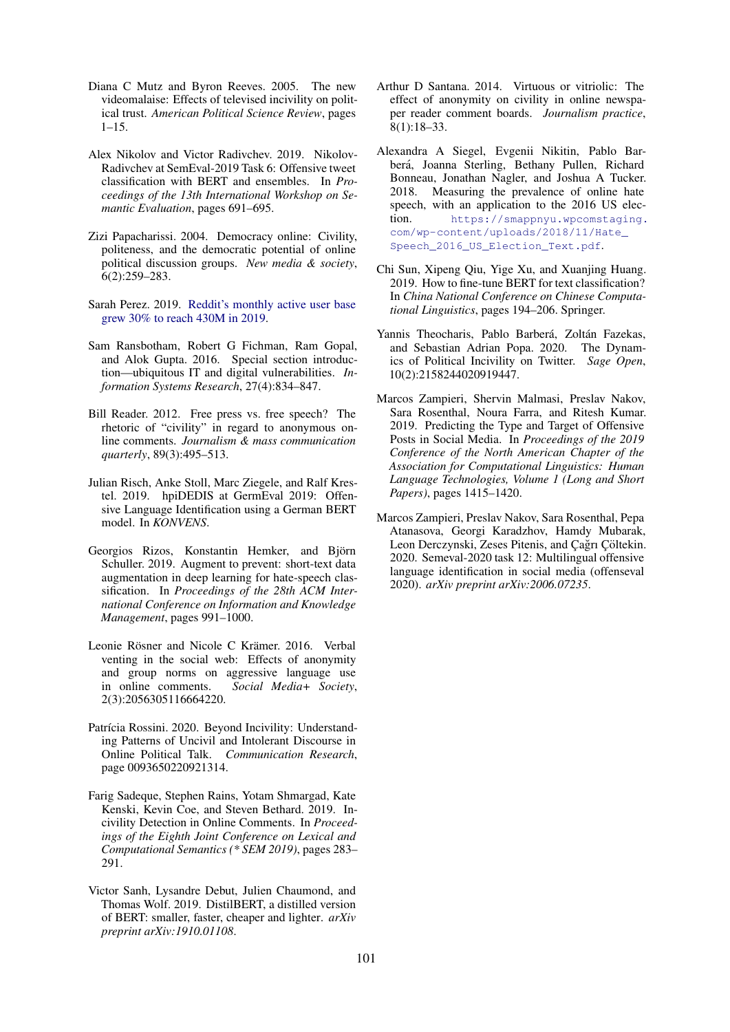Diana C Mutz and Byron Reeves. 2005. The new videomalaise: Effects of televised incivility on political trust. *American Political Science Review*, pages 1–15.

Alex Nikolov and Victor Radivchev. 2019. Nikolov-Radivchev at SemEval-2019 Task 6: Offensive tweet classification with BERT and ensembles. In *Proceedings of the 13th International Workshop on Semantic Evaluation*, pages 691–695.

Zizi Papacharissi. 2004. Democracy online: Civility, politeness, and the democratic potential of online political discussion groups. *New media & society*, 6(2):259–283.

Sarah Perez. 2019. Reddit's monthly active user base grew 30% to reach 430M in 2019.

Sam Ransbotham, Robert G Fichman, Ram Gopal, and Alok Gupta. 2016. Special section introduction—ubiquitous IT and digital vulnerabilities. *Information Systems Research*, 27(4):834–847.

Bill Reader. 2012. Free press vs. free speech? The rhetoric of "civility" in regard to anonymous online comments. *Journalism & mass communication quarterly*, 89(3):495–513.

Julian Risch, Anke Stoll, Marc Ziegele, and Ralf Krestel. 2019. hpiDEDIS at GermEval 2019: Offensive Language Identification using a German BERT model. In *KONVENS*.

Georgios Rizos, Konstantin Hemker, and Björn Schuller. 2019. Augment to prevent: short-text data augmentation in deep learning for hate-speech classification. In *Proceedings of the 28th ACM International Conference on Information and Knowledge Management*, pages 991–1000.

Leonie Rösner and Nicole C Krämer. 2016. Verbal venting in the social web: Effects of anonymity and group norms on aggressive language use in online comments. *Social Media+ Society*, 2(3):2056305116664220.

Patrícia Rossini. 2020. Beyond Incivility: Understanding Patterns of Uncivil and Intolerant Discourse in Online Political Talk. *Communication Research*, page 0093650220921314.

Farig Sadeque, Stephen Rains, Yotam Shmargad, Kate Kenski, Kevin Coe, and Steven Bethard. 2019. Incivility Detection in Online Comments. In *Proceedings of the Eighth Joint Conference on Lexical and Computational Semantics (* SEM 2019)*, pages 283–291.

Victor Sanh, Lysandre Debut, Julien Chaumond, and Thomas Wolf. 2019. DistilBERT, a distilled version of BERT: smaller, faster, cheaper and lighter. *arXiv preprint arXiv:1910.01108*.

Arthur D Santana. 2014. Virtuous or vitriolic: The effect of anonymity on civility in online newspaper reader comment boards. *Journalism practice*, 8(1):18–33.

Alexandra A Siegel, Evgenii Nikitin, Pablo Barberá, Joanna Sterling, Bethany Pullen, Richard Bonneau, Jonathan Nagler, and Joshua A Tucker. 2018. Measuring the prevalence of online hate speech, with an application to the 2016 US election. https://smappnyu.wpcomstaging.com/wp-content/uploads/2018/11/Hate_Speech_2016_US_Election_Text.pdf.

Chi Sun, Xipeng Qiu, Yige Xu, and Xuanjing Huang. 2019. How to fine-tune BERT for text classification? In *China National Conference on Chinese Computational Linguistics*, pages 194–206. Springer.

Yannis Theocharis, Pablo Barberá, Zoltán Fazekas, and Sebastian Adrian Popa. 2020. The Dynamics of Political Incivility on Twitter. *Sage Open*, 10(2):2158244020919447.

Marcos Zampieri, Shervin Malmasi, Preslav Nakov, Sara Rosenthal, Noura Farra, and Ritesh Kumar. 2019. Predicting the Type and Target of Offensive Posts in Social Media. In *Proceedings of the 2019 Conference of the North American Chapter of the Association for Computational Linguistics: Human Language Technologies, Volume 1 (Long and Short Papers)*, pages 1415–1420.

Marcos Zampieri, Preslav Nakov, Sara Rosenthal, Pepa Atanasova, Georgi Karadzhov, Hamdy Mubarak, Leon Derczynski, Zeses Pitenis, and Çağrı Çöltekin. 2020. Semeval-2020 task 12: Multilingual offensive language identification in social media (offenseval 2020). *arXiv preprint arXiv:2006.07235*.